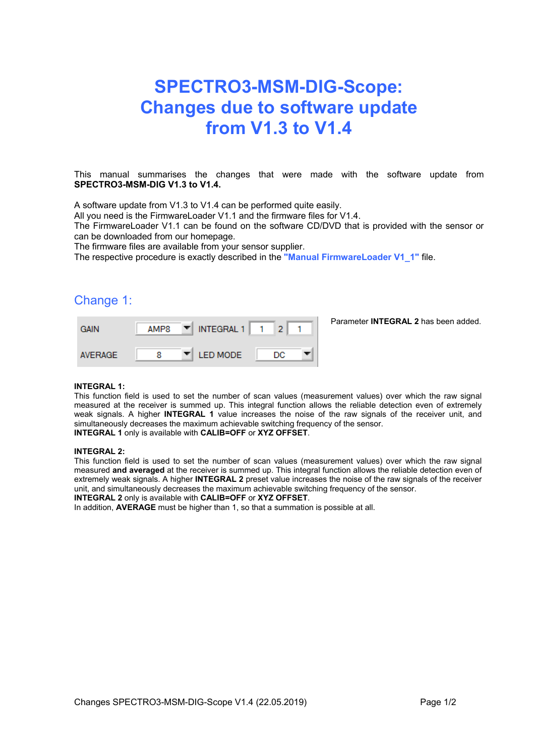# SPECTRO3-MSM-DIG-Scope: Changes due to software update from V1.3 to V1.4

This manual summarises the changes that were made with the software update from **SPECTRO3-MSM-DIG V1.3 to V1.4.**

A software update from V1.3 to V1.4 can be performed quite easily.
All you need is the FirmwareLoader V1.1 and the firmware files for V1.4.
The FirmwareLoader V1.1 can be found on the software CD/DVD that is provided with the sensor or can be downloaded from our homepage.
The firmware files are available from your sensor supplier.
The respective procedure is exactly described in the **"Manual FirmwareLoader V1_1"** file.

## Change 1:

| GAIN | AMP8 | INTEGRAL 1 | 1 | 2 | 1 |
|---|---|---|---|---|---|
| AVERAGE | 8 | LED MODE | DC | | |

Parameter **INTEGRAL 2** has been added.

**INTEGRAL 1:**
This function field is used to set the number of scan values (measurement values) over which the raw signal measured at the receiver is summed up. This integral function allows the reliable detection even of extremely weak signals. A higher **INTEGRAL 1** value increases the noise of the raw signals of the receiver unit, and simultaneously decreases the maximum achievable switching frequency of the sensor.
**INTEGRAL 1** only is available with **CALIB=OFF** or **XYZ OFFSET**.

**INTEGRAL 2:**
This function field is used to set the number of scan values (measurement values) over which the raw signal measured **and averaged** at the receiver is summed up. This integral function allows the reliable detection even of extremely weak signals. A higher **INTEGRAL 2** preset value increases the noise of the raw signals of the receiver unit, and simultaneously decreases the maximum achievable switching frequency of the sensor.
**INTEGRAL 2** only is available with **CALIB=OFF** or **XYZ OFFSET**.
In addition, **AVERAGE** must be higher than 1, so that a summation is possible at all.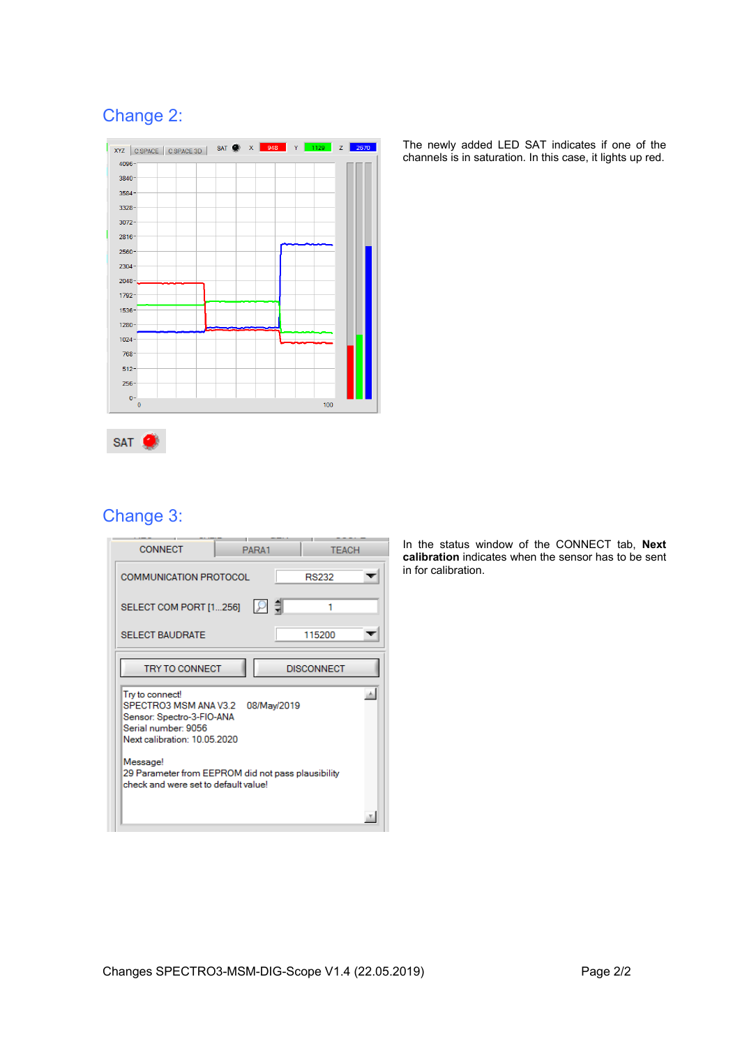## Change 2:

XYZ C SPACE C SPACE 3D SAT X 948 Y 1129 Z 2670

4096
3840
3584
3328
3072
2816
2560
2304
2048
1792
1536
1280
1024
768
512
256
0
0
100

SAT

The newly added LED SAT indicates if one of the channels is in saturation. In this case, it lights up red.

## Change 3:

CONNECT PARA1 TEACH

COMMUNICATION PROTOCOL RS232

SELECT COM PORT [1...256] 1

SELECT BAUDRATE 115200

TRY TO CONNECT DISCONNECT

Try to connect!
SPECTRO3 MSM ANA V3.2 08/May/2019
Sensor: Spectro-3-FIO-ANA
Serial number: 9056
Next calibration: 10.05.2020

Message!
29 Parameter from EEPROM did not pass plausibility check and were set to default value!

In the status window of the CONNECT tab, **Next calibration** indicates when the sensor has to be sent in for calibration.

Changes SPECTRO3-MSM-DIG-Scope V1.4 (22.05.2019)